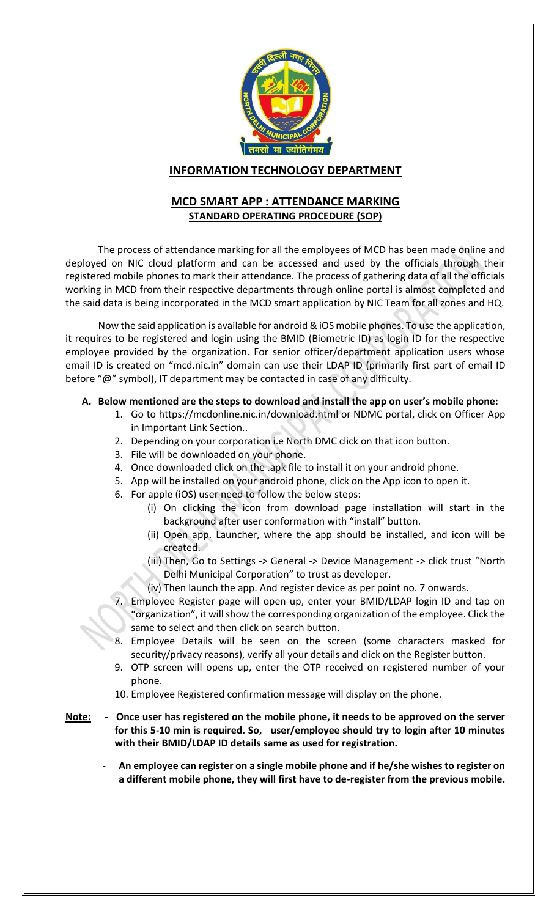## INFORMATION TECHNOLOGY DEPARTMENT

## MCD SMART APP : ATTENDANCE MARKING
### STANDARD OPERATING PROCEDURE (SOP)

The process of attendance marking for all the employees of MCD has been made online and deployed on NIC cloud platform and can be accessed and used by the officials through their registered mobile phones to mark their attendance. The process of gathering data of all the officials working in MCD from their respective departments through online portal is almost completed and the said data is being incorporated in the MCD smart application by NIC Team for all zones and HQ.

Now the said application is available for android & iOS mobile phones. To use the application, it requires to be registered and login using the BMID (Biometric ID) as login ID for the respective employee provided by the organization. For senior officer/department application users whose email ID is created on "mcd.nic.in" domain can use their LDAP ID (primarily first part of email ID before "@" symbol), IT department may be contacted in case of any difficulty.

**A. Below mentioned are the steps to download and install the app on user's mobile phone:**

1. Go to https://mcdonline.nic.in/download.html or NDMC portal, click on Officer App in Important Link Section..
2. Depending on your corporation i.e North DMC click on that icon button.
3. File will be downloaded on your phone.
4. Once downloaded click on the .apk file to install it on your android phone.
5. App will be installed on your android phone, click on the App icon to open it.
6. For apple (iOS) user need to follow the below steps:
   (i) On clicking the icon from download page installation will start in the background after user conformation with "install" button.
   (ii) Open app. Launcher, where the app should be installed, and icon will be created.
   (iii) Then, Go to Settings -> General -> Device Management -> click trust "North Delhi Municipal Corporation" to trust as developer.
   (iv) Then launch the app. And register device as per point no. 7 onwards.
7. Employee Register page will open up, enter your BMID/LDAP login ID and tap on "organization", it will show the corresponding organization of the employee. Click the same to select and then click on search button.
8. Employee Details will be seen on the screen (some characters masked for security/privacy reasons), verify all your details and click on the Register button.
9. OTP screen will opens up, enter the OTP received on registered number of your phone.
10. Employee Registered confirmation message will display on the phone.

**Note:**

- **Once user has registered on the mobile phone, it needs to be approved on the server for this 5-10 min is required. So, user/employee should try to login after 10 minutes with their BMID/LDAP ID details same as used for registration.**
- **An employee can register on a single mobile phone and if he/she wishes to register on a different mobile phone, they will first have to de-register from the previous mobile.**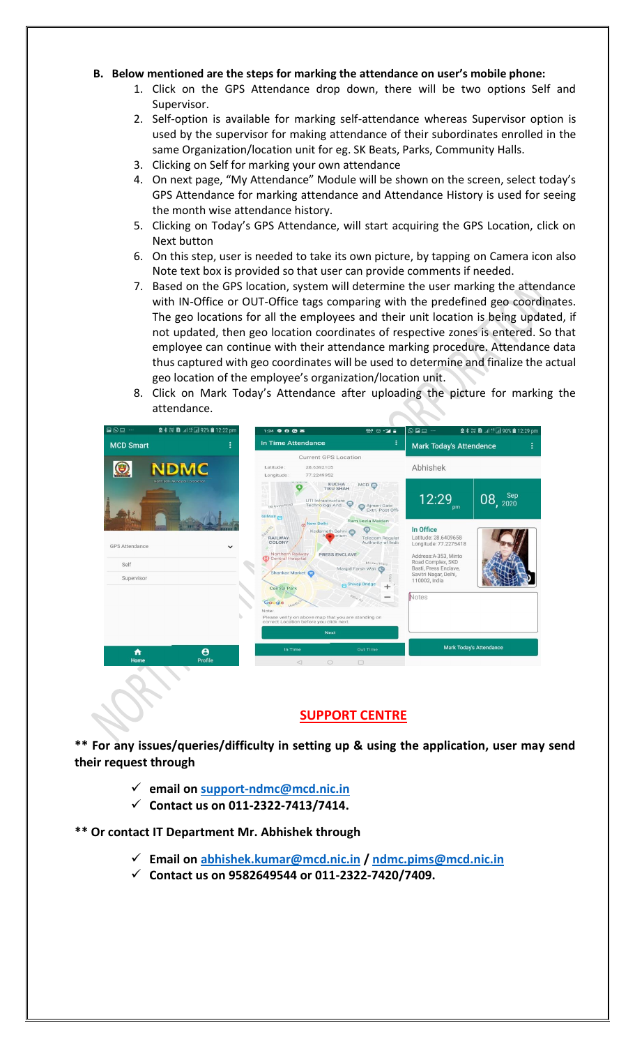**B. Below mentioned are the steps for marking the attendance on user's mobile phone:**

1. Click on the GPS Attendance drop down, there will be two options Self and Supervisor.
2. Self-option is available for marking self-attendance whereas Supervisor option is used by the supervisor for making attendance of their subordinates enrolled in the same Organization/location unit for eg. SK Beats, Parks, Community Halls.
3. Clicking on Self for marking your own attendance
4. On next page, "My Attendance" Module will be shown on the screen, select today's GPS Attendance for marking attendance and Attendance History is used for seeing the month wise attendance history.
5. Clicking on Today's GPS Attendance, will start acquiring the GPS Location, click on Next button
6. On this step, user is needed to take its own picture, by tapping on Camera icon also Note text box is provided so that user can provide comments if needed.
7. Based on the GPS location, system will determine the user marking the attendance with IN-Office or OUT-Office tags comparing with the predefined geo coordinates. The geo locations for all the employees and their unit location is being updated, if not updated, then geo location coordinates of respective zones is entered. So that employee can continue with their attendance marking procedure. Attendance data thus captured with geo coordinates will be used to determine and finalize the actual geo location of the employee's organization/location unit.
8. Click on Mark Today's Attendance after uploading the picture for marking the attendance.

## SUPPORT CENTRE

**\*\* For any issues/queries/difficulty in setting up & using the application, user may send their request through**

- ✓ **email on support-ndmc@mcd.nic.in**
- ✓ **Contact us on 011-2322-7413/7414.**

**\*\* Or contact IT Department Mr. Abhishek through**

- ✓ **Email on abhishek.kumar@mcd.nic.in / ndmc.pims@mcd.nic.in**
- ✓ **Contact us on 9582649544 or 011-2322-7420/7409.**